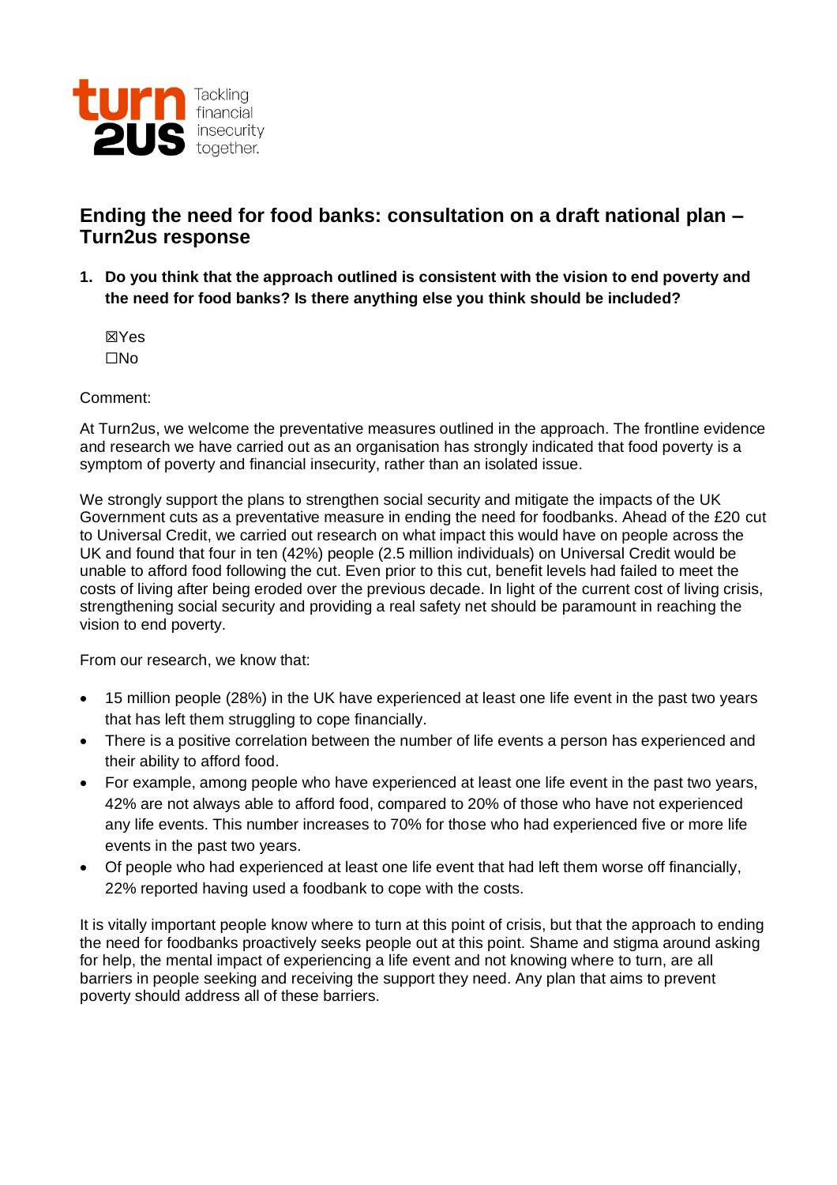# Ending the need for food banks: consultation on a draft national plan – Turn2us response

**1. Do you think that the approach outlined is consistent with the vision to end poverty and the need for food banks? Is there anything else you think should be included?**

☒Yes
☐No

Comment:

At Turn2us, we welcome the preventative measures outlined in the approach. The frontline evidence and research we have carried out as an organisation has strongly indicated that food poverty is a symptom of poverty and financial insecurity, rather than an isolated issue.

We strongly support the plans to strengthen social security and mitigate the impacts of the UK Government cuts as a preventative measure in ending the need for foodbanks. Ahead of the £20 cut to Universal Credit, we carried out research on what impact this would have on people across the UK and found that four in ten (42%) people (2.5 million individuals) on Universal Credit would be unable to afford food following the cut. Even prior to this cut, benefit levels had failed to meet the costs of living after being eroded over the previous decade. In light of the current cost of living crisis, strengthening social security and providing a real safety net should be paramount in reaching the vision to end poverty.

From our research, we know that:

- 15 million people (28%) in the UK have experienced at least one life event in the past two years that has left them struggling to cope financially.
- There is a positive correlation between the number of life events a person has experienced and their ability to afford food.
- For example, among people who have experienced at least one life event in the past two years, 42% are not always able to afford food, compared to 20% of those who have not experienced any life events. This number increases to 70% for those who had experienced five or more life events in the past two years.
- Of people who had experienced at least one life event that had left them worse off financially, 22% reported having used a foodbank to cope with the costs.

It is vitally important people know where to turn at this point of crisis, but that the approach to ending the need for foodbanks proactively seeks people out at this point. Shame and stigma around asking for help, the mental impact of experiencing a life event and not knowing where to turn, are all barriers in people seeking and receiving the support they need. Any plan that aims to prevent poverty should address all of these barriers.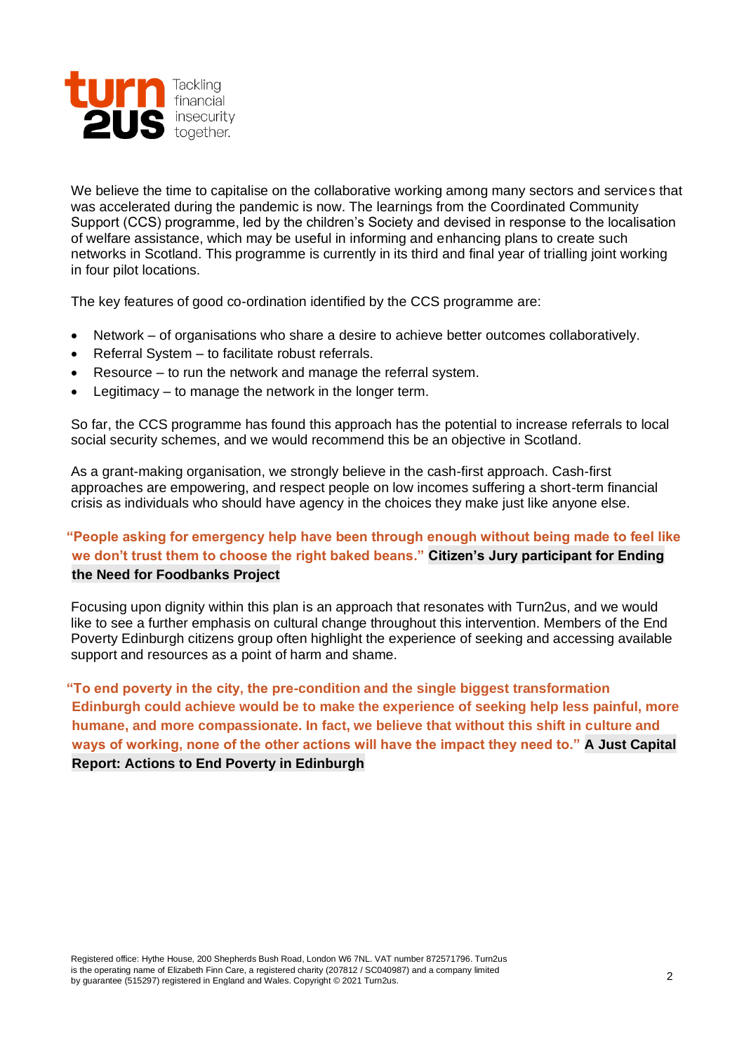We believe the time to capitalise on the collaborative working among many sectors and services that was accelerated during the pandemic is now. The learnings from the Coordinated Community Support (CCS) programme, led by the children's Society and devised in response to the localisation of welfare assistance, which may be useful in informing and enhancing plans to create such networks in Scotland. This programme is currently in its third and final year of trialling joint working in four pilot locations.

The key features of good co-ordination identified by the CCS programme are:

- Network – of organisations who share a desire to achieve better outcomes collaboratively.
- Referral System – to facilitate robust referrals.
- Resource – to run the network and manage the referral system.
- Legitimacy – to manage the network in the longer term.

So far, the CCS programme has found this approach has the potential to increase referrals to local social security schemes, and we would recommend this be an objective in Scotland.

As a grant-making organisation, we strongly believe in the cash-first approach. Cash-first approaches are empowering, and respect people on low incomes suffering a short-term financial crisis as individuals who should have agency in the choices they make just like anyone else.

**"People asking for emergency help have been through enough without being made to feel like we don't trust them to choose the right baked beans." Citizen's Jury participant for Ending the Need for Foodbanks Project**

Focusing upon dignity within this plan is an approach that resonates with Turn2us, and we would like to see a further emphasis on cultural change throughout this intervention. Members of the End Poverty Edinburgh citizens group often highlight the experience of seeking and accessing available support and resources as a point of harm and shame.

**"To end poverty in the city, the pre-condition and the single biggest transformation Edinburgh could achieve would be to make the experience of seeking help less painful, more humane, and more compassionate. In fact, we believe that without this shift in culture and ways of working, none of the other actions will have the impact they need to." A Just Capital Report: Actions to End Poverty in Edinburgh**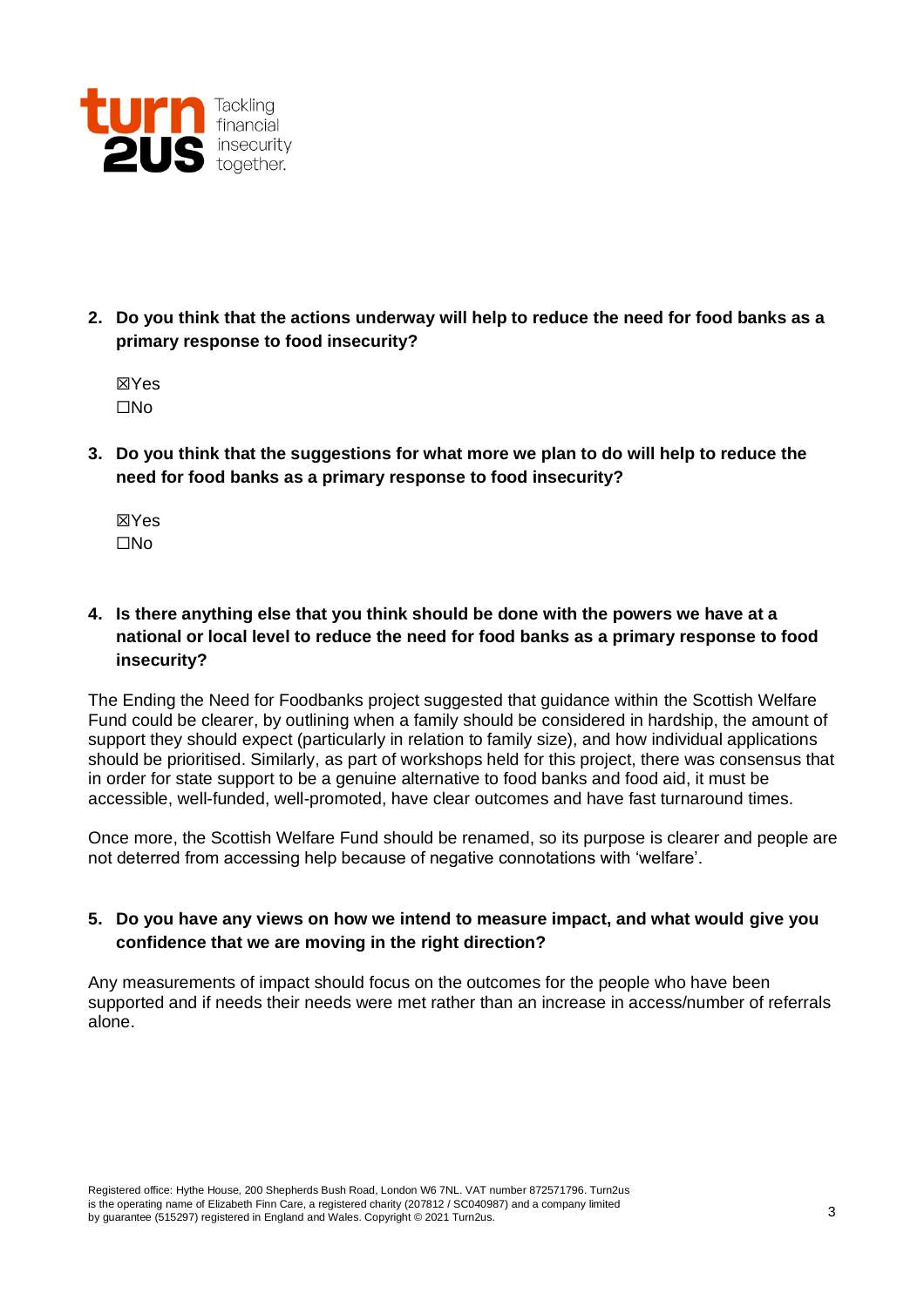**2. Do you think that the actions underway will help to reduce the need for food banks as a primary response to food insecurity?**

☒Yes
☐No

**3. Do you think that the suggestions for what more we plan to do will help to reduce the need for food banks as a primary response to food insecurity?**

☒Yes
☐No

**4. Is there anything else that you think should be done with the powers we have at a national or local level to reduce the need for food banks as a primary response to food insecurity?**

The Ending the Need for Foodbanks project suggested that guidance within the Scottish Welfare Fund could be clearer, by outlining when a family should be considered in hardship, the amount of support they should expect (particularly in relation to family size), and how individual applications should be prioritised. Similarly, as part of workshops held for this project, there was consensus that in order for state support to be a genuine alternative to food banks and food aid, it must be accessible, well-funded, well-promoted, have clear outcomes and have fast turnaround times.

Once more, the Scottish Welfare Fund should be renamed, so its purpose is clearer and people are not deterred from accessing help because of negative connotations with 'welfare'.

**5. Do you have any views on how we intend to measure impact, and what would give you confidence that we are moving in the right direction?**

Any measurements of impact should focus on the outcomes for the people who have been supported and if needs their needs were met rather than an increase in access/number of referrals alone.

Registered office: Hythe House, 200 Shepherds Bush Road, London W6 7NL. VAT number 872571796. Turn2us is the operating name of Elizabeth Finn Care, a registered charity (207812 / SC040987) and a company limited by guarantee (515297) registered in England and Wales. Copyright © 2021 Turn2us.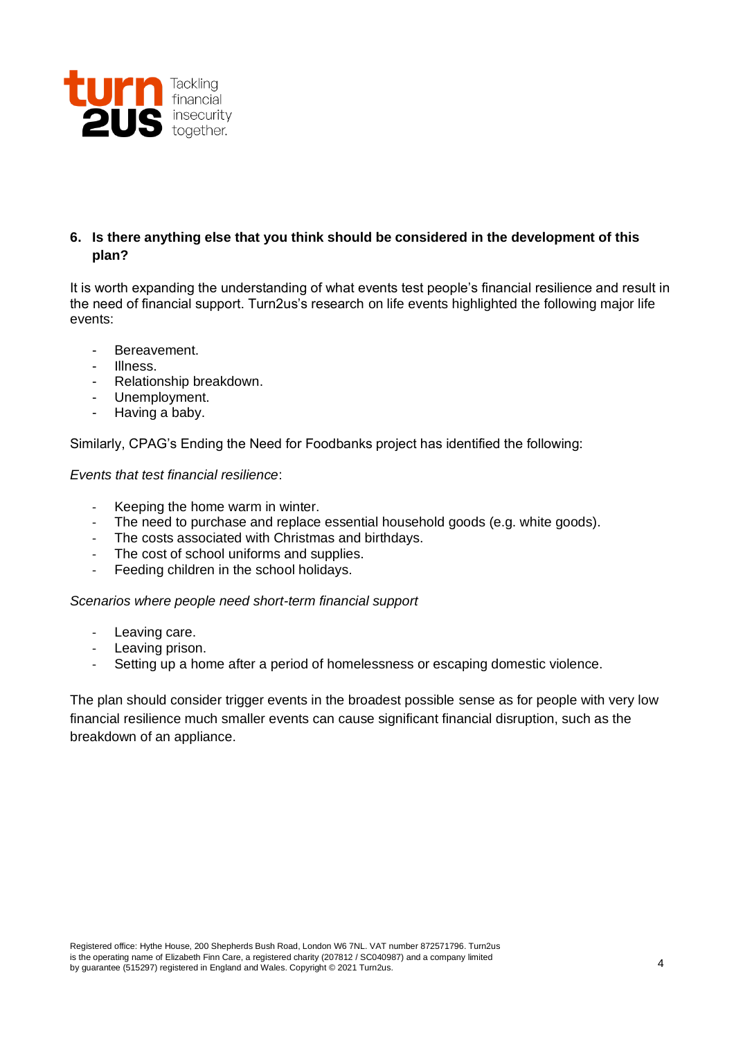**6. Is there anything else that you think should be considered in the development of this plan?**

It is worth expanding the understanding of what events test people's financial resilience and result in the need of financial support. Turn2us's research on life events highlighted the following major life events:

- Bereavement.
- Illness.
- Relationship breakdown.
- Unemployment.
- Having a baby.

Similarly, CPAG's Ending the Need for Foodbanks project has identified the following:

*Events that test financial resilience*:

- Keeping the home warm in winter.
- The need to purchase and replace essential household goods (e.g. white goods).
- The costs associated with Christmas and birthdays.
- The cost of school uniforms and supplies.
- Feeding children in the school holidays.

*Scenarios where people need short-term financial support*

- Leaving care.
- Leaving prison.
- Setting up a home after a period of homelessness or escaping domestic violence.

The plan should consider trigger events in the broadest possible sense as for people with very low financial resilience much smaller events can cause significant financial disruption, such as the breakdown of an appliance.